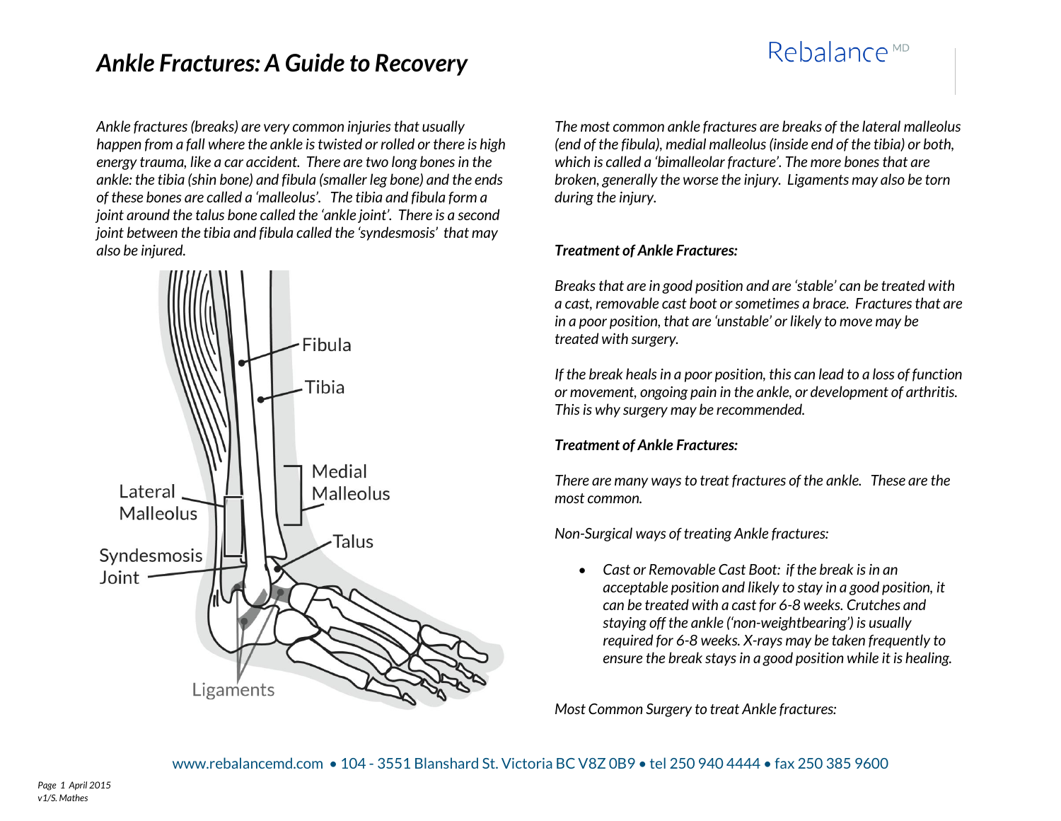# Ankle Fractures: A Guide to Recovery

Rebalance MD

*Ankle fractures (breaks) are very common injuries that usually happen from a fall where the ankle is twisted or rolled or there is high energy trauma, like a car accident. There are two long bones in the ankle: the tibia (shin bone) and fibula (smaller leg bone) and the ends of these bones are called a 'malleolus'. The tibia and fibula form a joint around the talus bone called the 'ankle joint'. There is a second joint between the tibia and fibula called the 'syndesmosis' that may also be injured.*

Fibula
Tibia
Medial Malleolus
Lateral Malleolus
Talus
Syndesmosis Joint
Ligaments

*The most common ankle fractures are breaks of the lateral malleolus (end of the fibula), medial malleolus (inside end of the tibia) or both, which is called a 'bimalleolar fracture'. The more bones that are broken, generally the worse the injury. Ligaments may also be torn during the injury.*

***Treatment of Ankle Fractures:***

*Breaks that are in good position and are 'stable' can be treated with a cast, removable cast boot or sometimes a brace. Fractures that are in a poor position, that are 'unstable' or likely to move may be treated with surgery.*

*If the break heals in a poor position, this can lead to a loss of function or movement, ongoing pain in the ankle, or development of arthritis. This is why surgery may be recommended.*

***Treatment of Ankle Fractures:***

*There are many ways to treat fractures of the ankle. These are the most common.*

*Non-Surgical ways of treating Ankle fractures:*

- *Cast or Removable Cast Boot: if the break is in an acceptable position and likely to stay in a good position, it can be treated with a cast for 6-8 weeks. Crutches and staying off the ankle ('non-weightbearing') is usually required for 6-8 weeks. X-rays may be taken frequently to ensure the break stays in a good position while it is healing.*

*Most Common Surgery to treat Ankle fractures:*

www.rebalancemd.com • 104 - 3551 Blanshard St. Victoria BC V8Z 0B9 • tel 250 940 4444 • fax 250 385 9600

*Page 1 April 2015*
*v1/S. Mathes*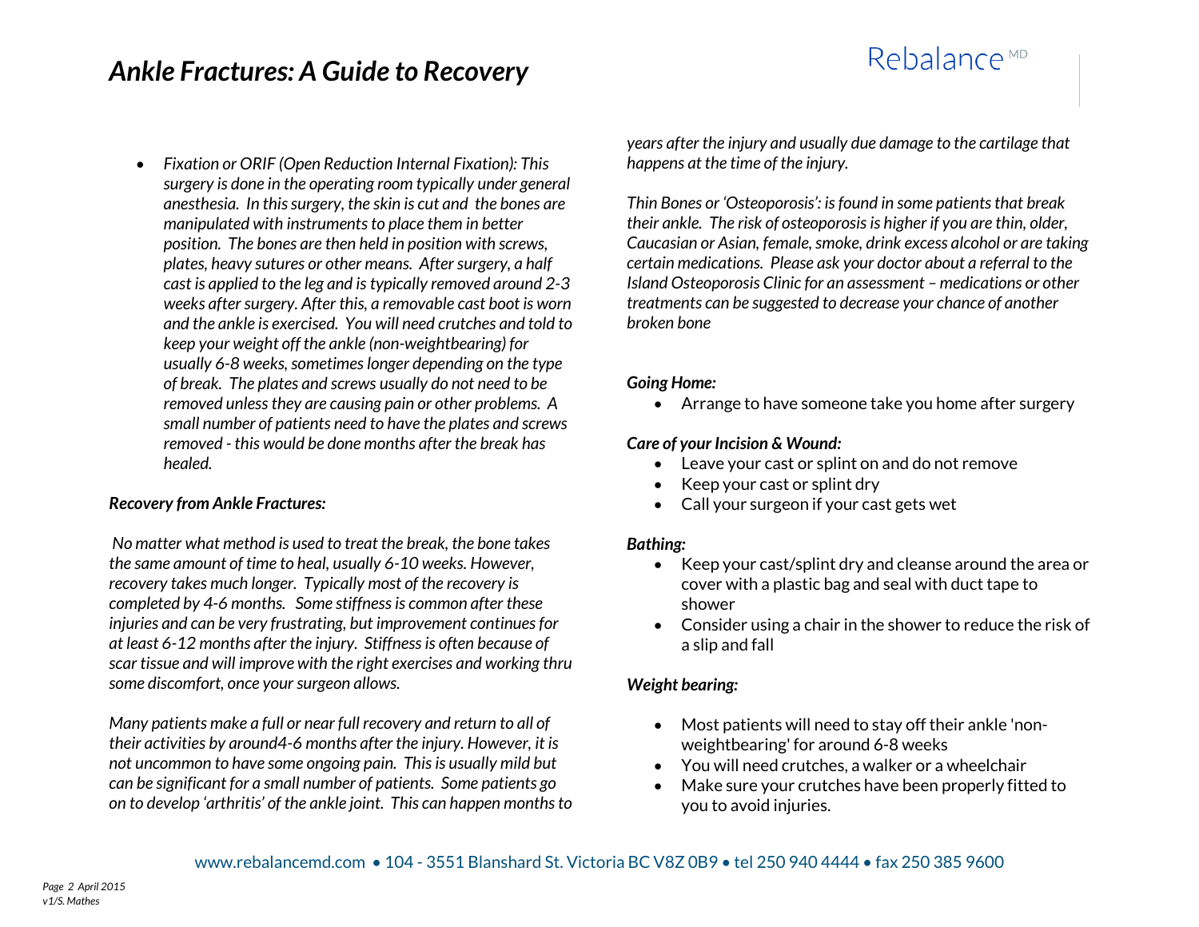- *Fixation or ORIF (Open Reduction Internal Fixation): This surgery is done in the operating room typically under general anesthesia. In this surgery, the skin is cut and the bones are manipulated with instruments to place them in better position. The bones are then held in position with screws, plates, heavy sutures or other means. After surgery, a half cast is applied to the leg and is typically removed around 2-3 weeks after surgery. After this, a removable cast boot is worn and the ankle is exercised. You will need crutches and told to keep your weight off the ankle (non-weightbearing) for usually 6-8 weeks, sometimes longer depending on the type of break. The plates and screws usually do not need to be removed unless they are causing pain or other problems. A small number of patients need to have the plates and screws removed - this would be done months after the break has healed.*

***Recovery from Ankle Fractures:***

*No matter what method is used to treat the break, the bone takes the same amount of time to heal, usually 6-10 weeks. However, recovery takes much longer. Typically most of the recovery is completed by 4-6 months. Some stiffness is common after these injuries and can be very frustrating, but improvement continues for at least 6-12 months after the injury. Stiffness is often because of scar tissue and will improve with the right exercises and working thru some discomfort, once your surgeon allows.*

*Many patients make a full or near full recovery and return to all of their activities by around4-6 months after the injury. However, it is not uncommon to have some ongoing pain. This is usually mild but can be significant for a small number of patients. Some patients go on to develop 'arthritis' of the ankle joint. This can happen months to years after the injury and usually due damage to the cartilage that happens at the time of the injury.*

*Thin Bones or 'Osteoporosis': is found in some patients that break their ankle. The risk of osteoporosis is higher if you are thin, older, Caucasian or Asian, female, smoke, drink excess alcohol or are taking certain medications. Please ask your doctor about a referral to the Island Osteoporosis Clinic for an assessment – medications or other treatments can be suggested to decrease your chance of another broken bone*

***Going Home:***

- Arrange to have someone take you home after surgery

***Care of your Incision & Wound:***

- Leave your cast or splint on and do not remove
- Keep your cast or splint dry
- Call your surgeon if your cast gets wet

***Bathing:***

- Keep your cast/splint dry and cleanse around the area or cover with a plastic bag and seal with duct tape to shower
- Consider using a chair in the shower to reduce the risk of a slip and fall

***Weight bearing:***

- Most patients will need to stay off their ankle 'non-weightbearing' for around 6-8 weeks
- You will need crutches, a walker or a wheelchair
- Make sure your crutches have been properly fitted to you to avoid injuries.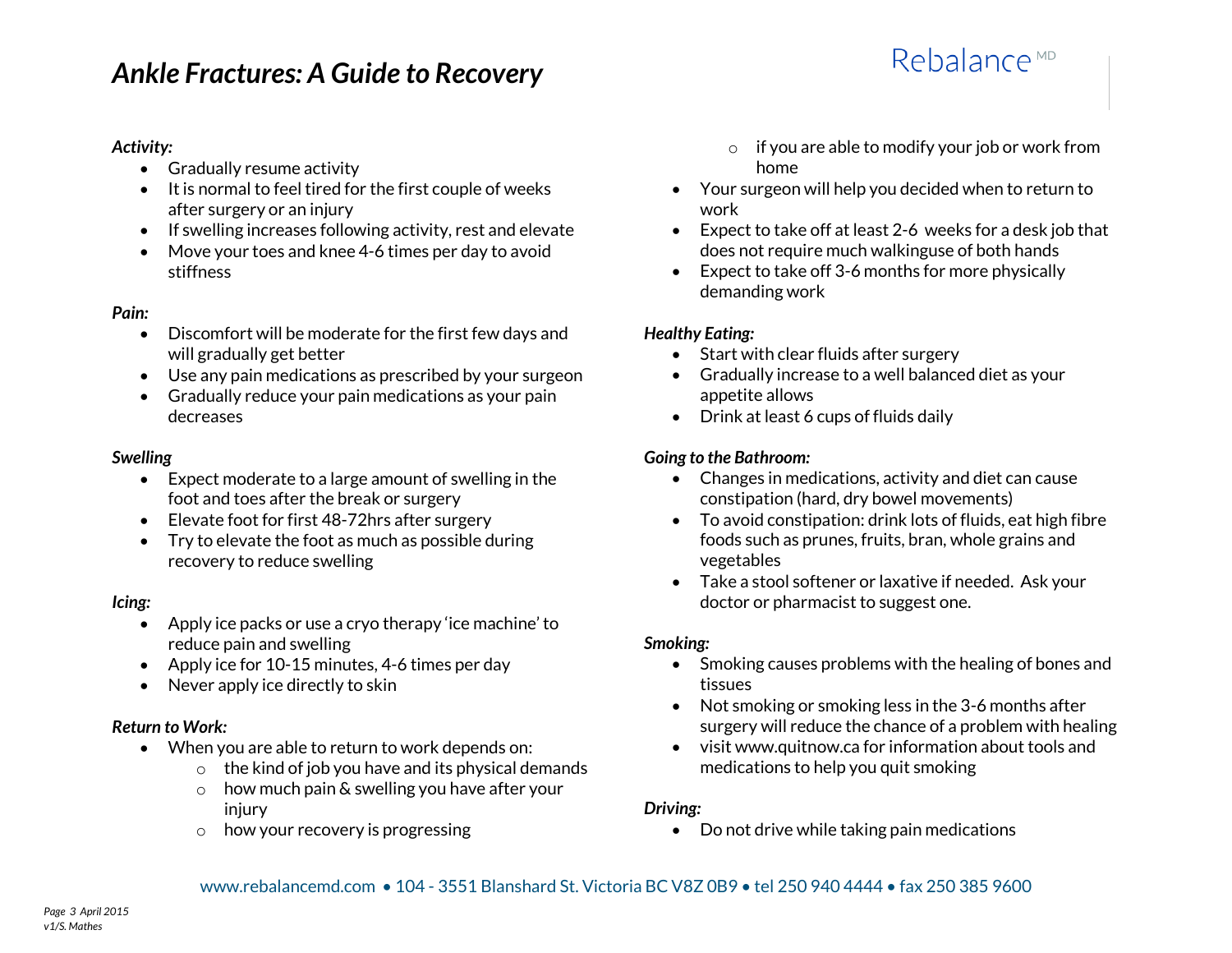# *Ankle Fractures: A Guide to Recovery*

Rebalance MD

***Activity:***

- Gradually resume activity
- It is normal to feel tired for the first couple of weeks after surgery or an injury
- If swelling increases following activity, rest and elevate
- Move your toes and knee 4-6 times per day to avoid stiffness

***Pain:***

- Discomfort will be moderate for the first few days and will gradually get better
- Use any pain medications as prescribed by your surgeon
- Gradually reduce your pain medications as your pain decreases

***Swelling***

- Expect moderate to a large amount of swelling in the foot and toes after the break or surgery
- Elevate foot for first 48-72hrs after surgery
- Try to elevate the foot as much as possible during recovery to reduce swelling

***Icing:***

- Apply ice packs or use a cryo therapy 'ice machine' to reduce pain and swelling
- Apply ice for 10-15 minutes, 4-6 times per day
- Never apply ice directly to skin

***Return to Work:***

- When you are able to return to work depends on:
    - the kind of job you have and its physical demands
    - how much pain & swelling you have after your injury
    - how your recovery is progressing
    - if you are able to modify your job or work from home
- Your surgeon will help you decided when to return to work
- Expect to take off at least 2-6 weeks for a desk job that does not require much walkinguse of both hands
- Expect to take off 3-6 months for more physically demanding work

***Healthy Eating:***

- Start with clear fluids after surgery
- Gradually increase to a well balanced diet as your appetite allows
- Drink at least 6 cups of fluids daily

***Going to the Bathroom:***

- Changes in medications, activity and diet can cause constipation (hard, dry bowel movements)
- To avoid constipation: drink lots of fluids, eat high fibre foods such as prunes, fruits, bran, whole grains and vegetables
- Take a stool softener or laxative if needed. Ask your doctor or pharmacist to suggest one.

***Smoking:***

- Smoking causes problems with the healing of bones and tissues
- Not smoking or smoking less in the 3-6 months after surgery will reduce the chance of a problem with healing
- visit www.quitnow.ca for information about tools and medications to help you quit smoking

***Driving:***

- Do not drive while taking pain medications

www.rebalancemd.com • 104 - 3551 Blanshard St. Victoria BC V8Z 0B9 • tel 250 940 4444 • fax 250 385 9600

*April 2015*
*v1/S. Mathes*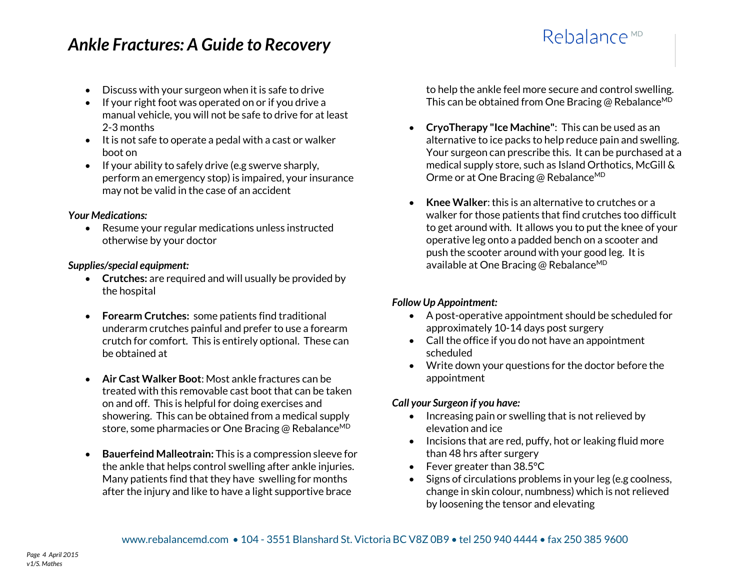- Discuss with your surgeon when it is safe to drive
- If your right foot was operated on or if you drive a manual vehicle, you will not be safe to drive for at least 2-3 months
- It is not safe to operate a pedal with a cast or walker boot on
- If your ability to safely drive (e.g swerve sharply, perform an emergency stop) is impaired, your insurance may not be valid in the case of an accident

*Your Medications:*

- Resume your regular medications unless instructed otherwise by your doctor

*Supplies/special equipment:*

- **Crutches:** are required and will usually be provided by the hospital

- **Forearm Crutches:** some patients find traditional underarm crutches painful and prefer to use a forearm crutch for comfort. This is entirely optional. These can be obtained at

- **Air Cast Walker Boot**: Most ankle fractures can be treated with this removable cast boot that can be taken on and off. This is helpful for doing exercises and showering. This can be obtained from a medical supply store, some pharmacies or One Bracing @ Rebalance[MD]

- **Bauerfeind Malleotrain:** This is a compression sleeve for the ankle that helps control swelling after ankle injuries. Many patients find that they have swelling for months after the injury and like to have a light supportive brace to help the ankle feel more secure and control swelling. This can be obtained from One Bracing @ Rebalance[MD]

- **CryoTherapy "Ice Machine"**: This can be used as an alternative to ice packs to help reduce pain and swelling. Your surgeon can prescribe this. It can be purchased at a medical supply store, such as Island Orthotics, McGill & Orme or at One Bracing @ Rebalance[MD]

- **Knee Walker**: this is an alternative to crutches or a walker for those patients that find crutches too difficult to get around with. It allows you to put the knee of your operative leg onto a padded bench on a scooter and push the scooter around with your good leg. It is available at One Bracing @ Rebalance[MD]

*Follow Up Appointment:*

- A post-operative appointment should be scheduled for approximately 10-14 days post surgery
- Call the office if you do not have an appointment scheduled
- Write down your questions for the doctor before the appointment

*Call your Surgeon if you have:*

- Increasing pain or swelling that is not relieved by elevation and ice
- Incisions that are red, puffy, hot or leaking fluid more than 48 hrs after surgery
- Fever greater than 38.5°C
- Signs of circulations problems in your leg (e.g coolness, change in skin colour, numbness) which is not relieved by loosening the tensor and elevating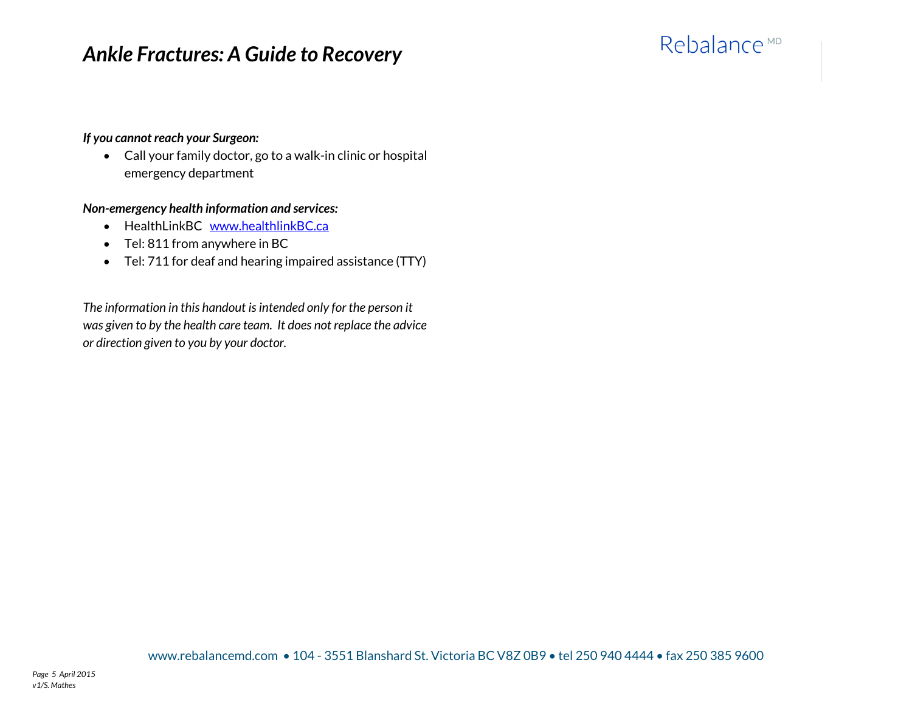***If you cannot reach your Surgeon:***

- Call your family doctor, go to a walk-in clinic or hospital emergency department

***Non-emergency health information and services:***

- HealthLinkBC [www.healthlinkBC.ca](http://www.healthlinkBC.ca)
- Tel: 811 from anywhere in BC
- Tel: 711 for deaf and hearing impaired assistance (TTY)

*The information in this handout is intended only for the person it was given to by the health care team. It does not replace the advice or direction given to you by your doctor.*